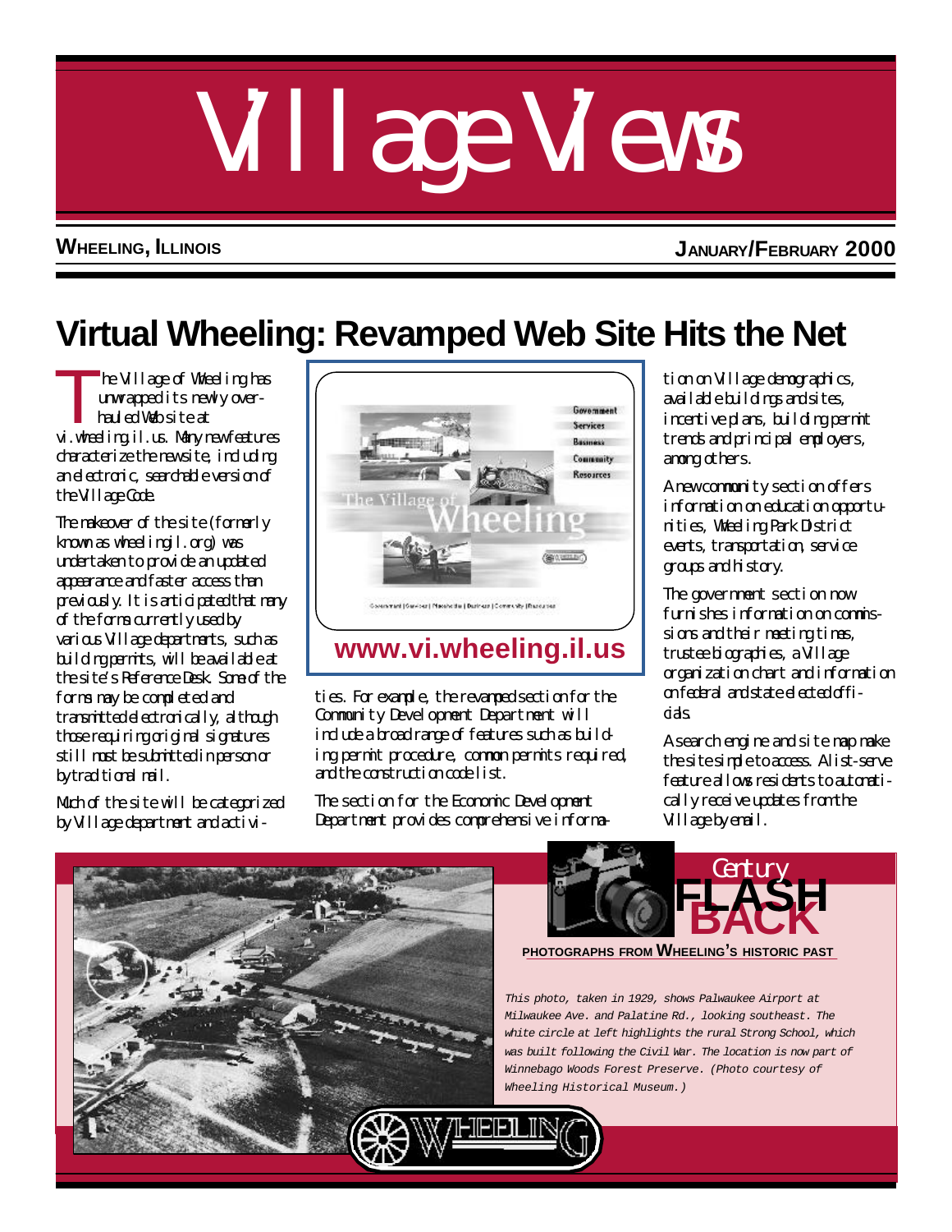# Village Views

**WHEELING, ILLINOIS** **JANUARY/FEBRUARY 2000**

## Virtual Wheeling: Revamped Web Site Hits the Net

The Village of Wheeling has unwrapped its newly overhauled Web site at vi.wheeling.il.us. Many new features characterize the new site, including an electronic, searchable version of the Village Code.

The makeover of the site (formerly known as wheelingil.org) was undertaken to provide an updated appearance and faster access than previously. It is anticipated that many of the forms currently used by various Village departments, such as building permits, will be available at the site's Reference Desk. Some of the forms may be completed and transmitted electronically, although those requiring original signatures still must be submitted in person or by traditional mail.

Much of the site will be categorized by Village department and activities. For example, the revamped section for the Community Development Department will include a broad range of features such as building permit procedure, common permits required, and the construction code list.

The section for the Economic Development Department provides comprehensive information on Village demographics, available buildings and sites, incentive plans, building permit trends and principal employers, among others.

A new community section offers information on education opportunities, Wheeling Park District events, transportation, service groups and history.

The government section now furnishes information on commissions and their meeting times, trustee biographies, a Village organization chart and information on federal and state elected officials.

A search engine and site map make the site simple to access. A list-serve feature allows residents to automatically receive updates from the Village by email.

**www.vi.wheeling.il.us**

## Century FLASH BACK

**PHOTOGRAPHS FROM WHEELING'S HISTORIC PAST**

*This photo, taken in 1929, shows Palwaukee Airport at Milwaukee Ave. and Palatine Rd., looking southeast. The white circle at left highlights the rural Strong School, which was built following the Civil War. The location is now part of Winnebago Woods Forest Preserve. (Photo courtesy of Wheeling Historical Museum.)*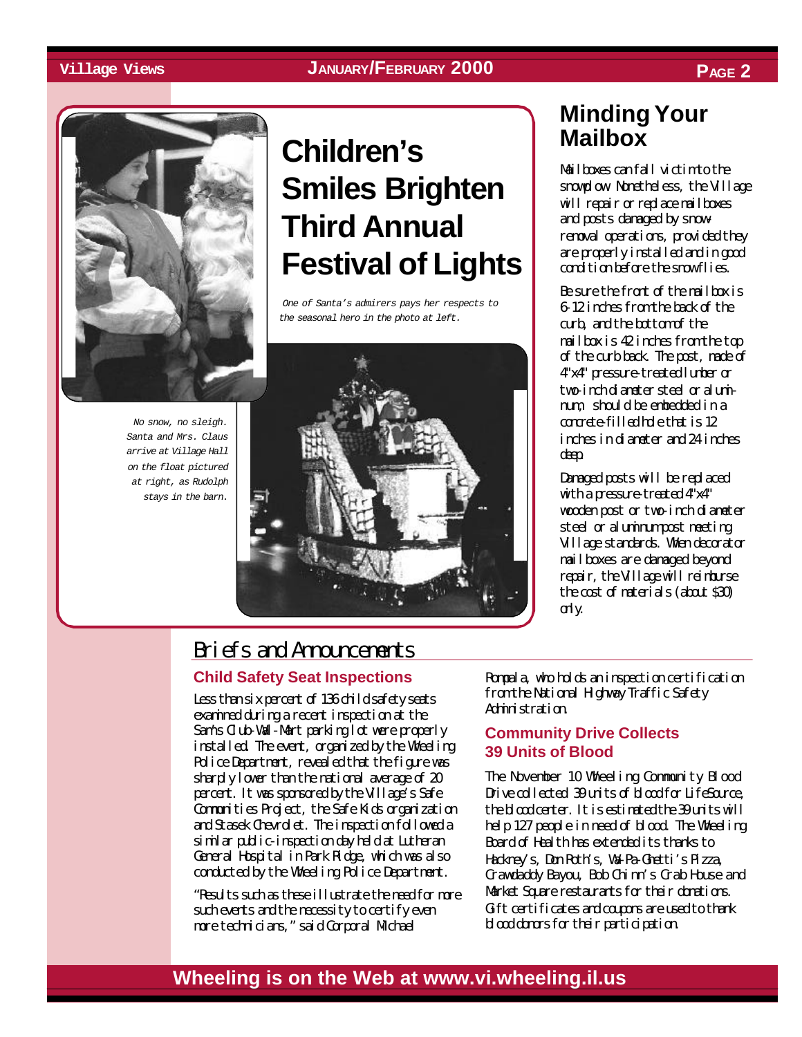# Children's Smiles Brighten Third Annual Festival of Lights

*One of Santa's admirers pays her respects to the seasonal hero in the photo at left.*

*No snow, no sleigh. Santa and Mrs. Claus arrive at Village Hall on the float pictured at right, as Rudolph stays in the barn.*

## Minding Your Mailbox

Mailboxes can fall victim to the snowplow. Nonetheless, the Village will repair or replace mailboxes and posts damaged by snow-removal operations, provided they are properly installed and in good condition before the snow flies.

Be sure the front of the mailbox is 6-12 inches from the back of the curb, and the bottom of the mailbox is 42 inches from the top of the curb back. The post, made of 4"x4" pressure-treated lumber or two-inch diameter steel or aluminum, should be embedded in a concrete-filled hole that is 12 inches in diameter and 24 inches deep.

Damaged posts will be replaced with a pressure-treated 4"x4" wooden post or two-inch diameter steel or aluminum post meeting Village standards. When decorator mailboxes are damaged beyond repair, the Village will reimburse the cost of materials (about $30) only.

# Briefs and Announcements

### Child Safety Seat Inspections

Less than six percent of 136 child safety seats examined during a recent inspection at the Sam's Club-Wal-Mart parking lot were properly installed. The event, organized by the Wheeling Police Department, revealed that the figure was sharply lower than the national average of 20 percent. It was sponsored by the Village's Safe Communities Project, the Safe Kids organization and Stasek Chevrolet. The inspection followed a similar public-inspection day held at Lutheran General Hospital in Park Ridge, which was also conducted by the Wheeling Police Department.

"Results such as these illustrate the need for more such events and the necessity to certify even more technicians," said Corporal Michael Pompala, who holds an inspection certification from the National Highway Traffic Safety Administration.

### Community Drive Collects 39 Units of Blood

The November 10 Wheeling Community Blood Drive collected 39 units of blood for LifeSource, the blood center. It is estimated the 39 units will help 127 people in need of blood. The Wheeling Board of Health has extended its thanks to Hackney's, Don Roth's, Wal-Pa-Ghetti's Pizza, Crawdaddy Bayou, Bob Chinn's Crab House and Market Square restaurants for their donations. Gift certificates and coupons are used to thank blood donors for their participation.

**Wheeling is on the Web at www.vi.wheeling.il.us**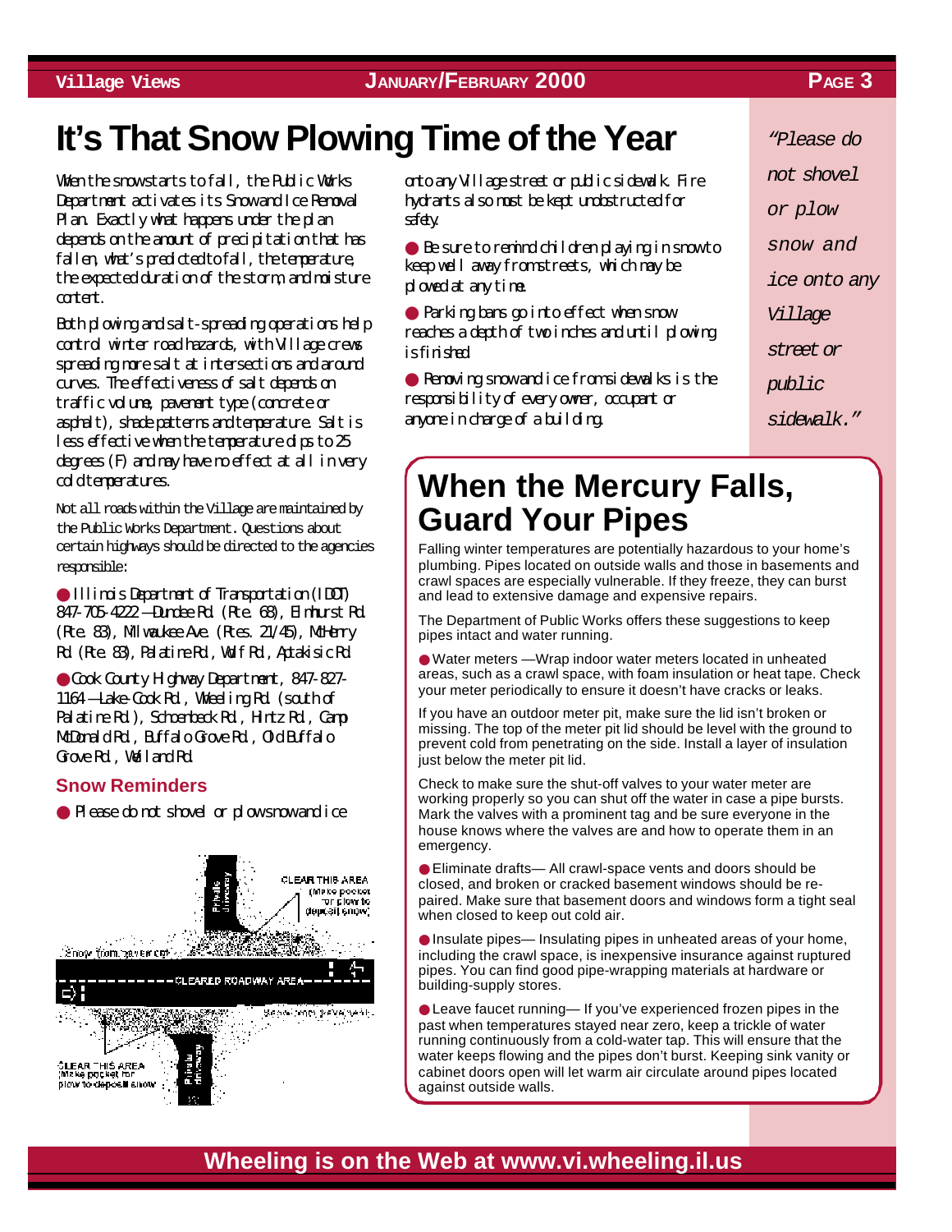# It's That Snow Plowing Time of the Year

When the snow starts to fall, the Public Works Department activates its Snow and Ice Removal Plan. Exactly what happens under the plan depends on the amount of precipitation that has fallen, what's predicted to fall, the temperature, the expected duration of the storm, and moisture content.

Both plowing and salt-spreading operations help control winter road hazards, with Village crews spreading more salt at intersections and around curves. The effectiveness of salt depends on traffic volume, pavement type (concrete or asphalt), shade patterns and temperature. Salt is less effective when the temperature dips to 25 degrees (F) and may have no effect at all in very cold temperatures.

Not all roads within the Village are maintained by the Public Works Department. Questions about certain highways should be directed to the agencies responsible:

- Illinois Department of Transportation (IDOT) 847-705-4222 — Dundee Rd (Rte. 68), Elmhurst Rd (Rte. 83), Milwaukee Ave. (Rtes. 21/45), McHenry Rd (Rte. 83), Palatine Rd, Wolf Rd, Aptakisic Rd
- Cook County Highway Department, 847-827-1164 — Lake-Cook Rd, Wheeling Rd (south of Palatine Rd), Schoenbeck Rd, Hintz Rd, Camp McDonald Rd, Buffalo Grove Rd, Old Buffalo Grove Rd, Weiland Rd

### Snow Reminders

- Please do not shovel or plow snow and ice onto any Village street or public sidewalk. Fire hydrants also must be kept unobstructed for safety.
- Be sure to remind children playing in snow to keep well away from streets, which may be plowed at any time.
- Parking bans go into effect when snow reaches a depth of two inches and until plowing is finished.
- Removing snow and ice from sidewalks is the responsibility of every owner, occupant or anyone in charge of a building.

*"Please do not shovel or plow snow and ice onto any Village street or public sidewalk."*

## When the Mercury Falls, Guard Your Pipes

Falling winter temperatures are potentially hazardous to your home's plumbing. Pipes located on outside walls and those in basements and crawl spaces are especially vulnerable. If they freeze, they can burst and lead to extensive damage and expensive repairs.

The Department of Public Works offers these suggestions to keep pipes intact and water running.

- Water meters —Wrap indoor water meters located in unheated areas, such as a crawl space, with foam insulation or heat tape. Check your meter periodically to ensure it doesn't have cracks or leaks.

If you have an outdoor meter pit, make sure the lid isn't broken or missing. The top of the meter pit lid should be level with the ground to prevent cold from penetrating on the side. Install a layer of insulation just below the meter pit lid.

Check to make sure the shut-off valves to your water meter are working properly so you can shut off the water in case a pipe bursts. Mark the valves with a prominent tag and be sure everyone in the house knows where the valves are and how to operate them in an emergency.

- Eliminate drafts— All crawl-space vents and doors should be closed, and broken or cracked basement windows should be repaired. Make sure that basement doors and windows form a tight seal when closed to keep out cold air.
- Insulate pipes— Insulating pipes in unheated areas of your home, including the crawl space, is inexpensive insurance against ruptured pipes. You can find good pipe-wrapping materials at hardware or building-supply stores.
- Leave faucet running— If you've experienced frozen pipes in the past when temperatures stayed near zero, keep a trickle of water running continuously from a cold-water tap. This will ensure that the water keeps flowing and the pipes don't burst. Keeping sink vanity or cabinet doors open will let warm air circulate around pipes located against outside walls.

**Wheeling is on the Web at www.vi.wheeling.il.us**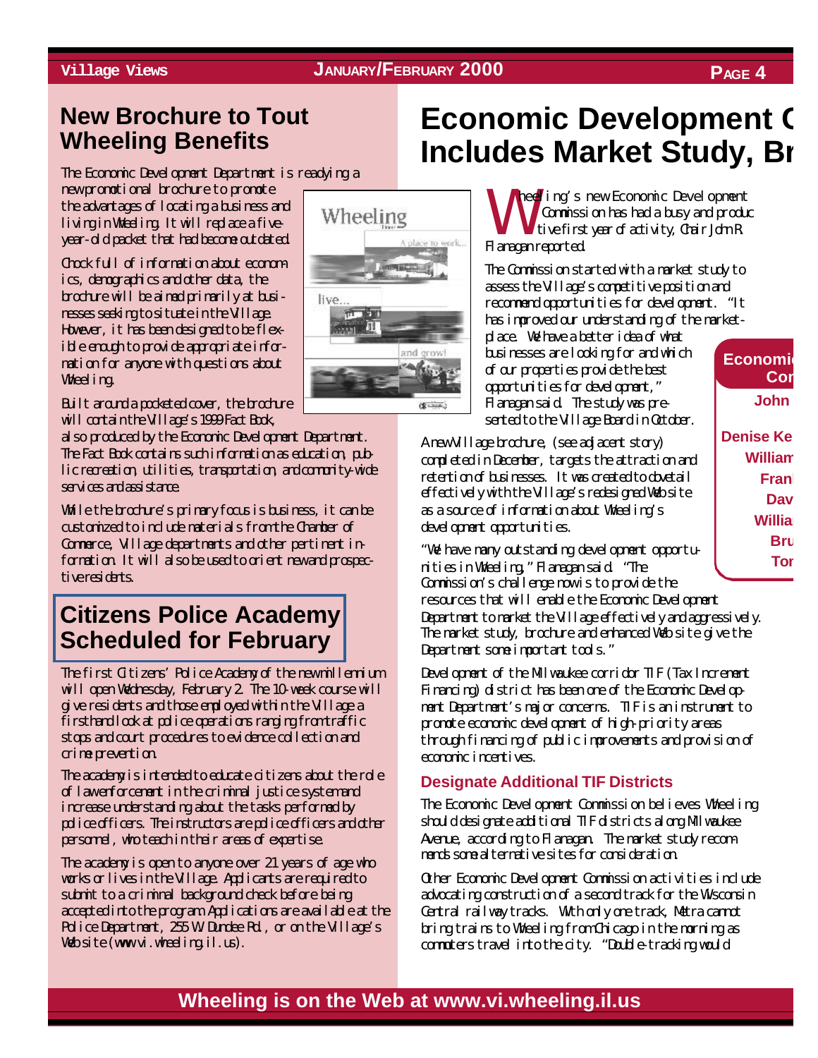## New Brochure to Tout Wheeling Benefits

The Economic Development Department is readying a new promotional brochure to promote the advantages of locating a business and living in Wheeling. It will replace a five-year-old packet that had become outdated.

Chock full of information about economics, demographics and other data, the brochure will be aimed primarily at businesses seeking to situate in the Village. However, it has been designed to be flexible enough to provide appropriate information for anyone with questions about Wheeling.

Built around a pocketed cover, the brochure will contain the Village's 1999 Fact Book, also produced by the Economic Development Department. The Fact Book contains such information as education, public recreation, utilities, transportation, and community-wide services and assistance.

While the brochure's primary focus is business, it can be customized to include materials from the Chamber of Commerce, Village departments and other pertinent information. It will also be used to orient new and prospective residents.

## Citizens Police Academy Scheduled for February

The first Citizens' Police Academy of the new millennium will open Wednesday, February 2. The 10-week course will give residents and those employed within the Village a firsthand look at police operations ranging from traffic stops and court procedures to evidence collection and crime prevention.

The academy is intended to educate citizens about the role of law enforcement in the criminal justice system and increase understanding about the tasks performed by police officers. The instructors are police officers and other personnel, who teach in their areas of expertise.

The academy is open to anyone over 21 years of age who works or lives in the Village. Applicants are required to submit to a criminal background check before being accepted into the program. Applications are available at the Police Department, 255 W. Dundee Rd., or on the Village's Web site (www.vi.wheeling.il.us).

## Economic Development C... Includes Market Study, Br...

Wheeling's new Economic Development Commission has had a busy and productive first year of activity, Chair John R. Flanagan reported.

The Commission started with a market study to assess the Village's competitive position and recommend opportunities for development. "It has improved our understanding of the marketplace. We have a better idea of what businesses are looking for and which of our properties provide the best opportunities for development," Flanagan said. The study was presented to the Village Board in October.

A new Village brochure, (see adjacent story) completed in December, targets the attraction and retention of businesses. It was created to dovetail effectively with the Village's redesigned Web site as a source of information about Wheeling's development opportunities.

"We have many outstanding development opportunities in Wheeling," Flanagan said. "The Commission's challenge now is to provide the resources that will enable the Economic Development Department to market the Village effectively and aggressively. The market study, brochure and enhanced Web site give the Department some important tools."

Development of the Milwaukee corridor TIF (Tax Increment Financing) district has been one of the Economic Development Department's major concerns. TIF is an instrument to promote economic development of high-priority areas through financing of public improvements and provision of economic incentives.

### Designate Additional TIF Districts

The Economic Development Commission believes Wheeling should designate additional TIF districts along Milwaukee Avenue, according to Flanagan. The market study recommends some alternative sites for consideration.

Other Economic Development Commission activities include advocating construction of a second track for the Wisconsin Central railway tracks. With only one track, Metra cannot bring trains to Wheeling from Chicago in the morning as commuters travel into the city. "Double-tracking would

**Economi... Co...**

John ...

Denise Ke...
William...
Fran...
Dav...
Willia...
Bru...
Tor...

Wheeling is on the Web at www.vi.wheeling.il.us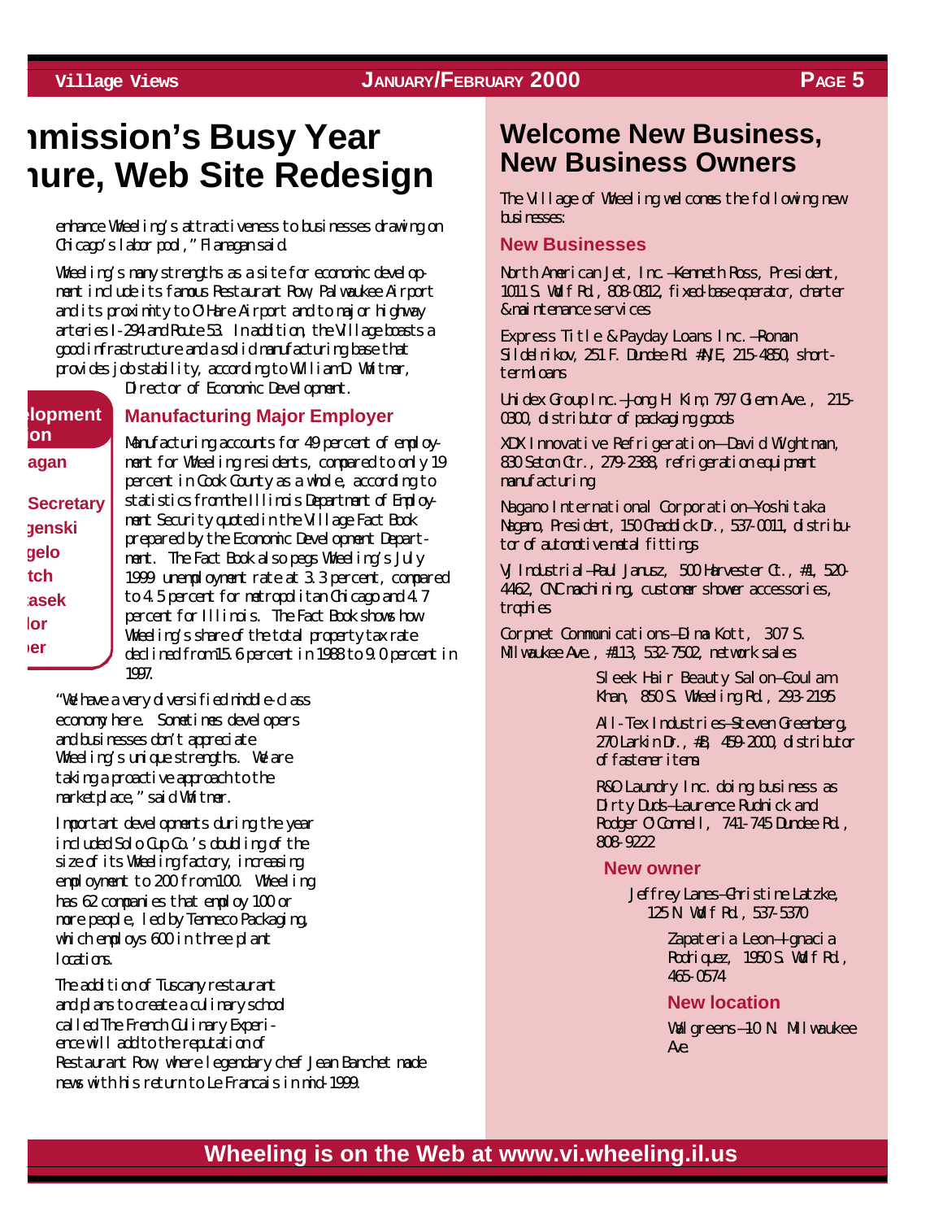# mmission's Busy Year nure, Web Site Redesign

enhance Wheeling's attractiveness to businesses drawing on Chicago's labor pool," Flanagan said.

Wheeling's many strengths as a site for economic development include its famous Restaurant Row, Palwaukee Airport and its proximity to O'Hare Airport and to major highway arteries I-294 and Route 53. In addition, the Village boasts a good infrastructure and a solid manufacturing base that provides job stability, according to William D. Whitmer, Director of Economic Development.

**elopment ion**

**agan**

**Secretary**
**genski**
**gelo**
**tch**
**asek**
**lor**
**er**

### Manufacturing Major Employer

Manufacturing accounts for 49 percent of employment for Wheeling residents, compared to only 19 percent in Cook County as a whole, according to statistics from the Illinois Department of Employment Security quoted in the Village Fact Book prepared by the Economic Development Department. The Fact Book also pegs Wheeling's July 1999 unemployment rate at 3.3 percent, compared to 4.5 percent for metropolitan Chicago and 4.7 percent for Illinois. The Fact Book shows how Wheeling's share of the total property tax rate declined from 15.6 percent in 1988 to 9.0 percent in 1997.

"We have a very diversified middle-class economy here. Sometimes developers and businesses don't appreciate Wheeling's unique strengths. We are taking a proactive approach to the marketplace," said Whitmer.

Important developments during the year included Solo Cup Co.'s doubling of the size of its Wheeling factory, increasing employment to 200 from 100. Wheeling has 62 companies that employ 100 or more people, led by Tenneco Packaging, which employs 600 in three plant locations.

The addition of Tuscany restaurant and plans to create a culinary school called The French Culinary Experience will add to the reputation of Restaurant Row, where legendary chef Jean Banchet made news with his return to Le Francais in mid-1999.

## Welcome New Business, New Business Owners

The Village of Wheeling welcomes the following new businesses:

### New Businesses

North American Jet, Inc.—Kenneth Ross, President, 1011 S. Wolf Rd., 808-0812, fixed-base operator, charter & maintenance services

Express Title & Payday Loans Inc.—Roman Sildelnikov, 251 E. Dundee Rd. #A/E, 215-4850, short-term loans

Unidex Group Inc.—Jong H. Kim, 797 Glenn Ave., 215-0300, distributor of packaging goods

XDX Innovative Refrigeration—David Wightman, 830 Seton Ctr., 279-2388, refrigeration equipment manufacturing

Nagano International Corporation—Yoshitaka Nagano, President, 150 Chaddick Dr., 537-0011, distributor of automotive metal fittings

VJ Industrial—Paul Janusz, 500 Harvester Ct., #1, 520-4462, CNC machining, customer shower accessories, trophies

Corpnet Communications—Elma Kott, 307 S. Milwaukee Ave., #113, 532-7502, network sales

Sleek Hair Beauty Salon—Coulam Khan, 850 S. Wheeling Rd., 293-2195

All-Tex Industries—Steven Greenberg, 270 Larkin Dr., #B, 459-2000, distributor of fastener items

R&O Laundry Inc. doing business as Dirty Duds—Laurence Rudnick and Rodger O'Connell, 741-745 Dundee Rd., 808-9222

### New owner

Jeffrey Lanes—Christine Latzke, 125 N. Wolf Rd., 537-5370

Zapateria Leon—Ignacia Rodriquez, 1950 S. Wolf Rd., 465-0574

### New location

Walgreens—10 N. Milwaukee Ave.

**Wheeling is on the Web at www.vi.wheeling.il.us**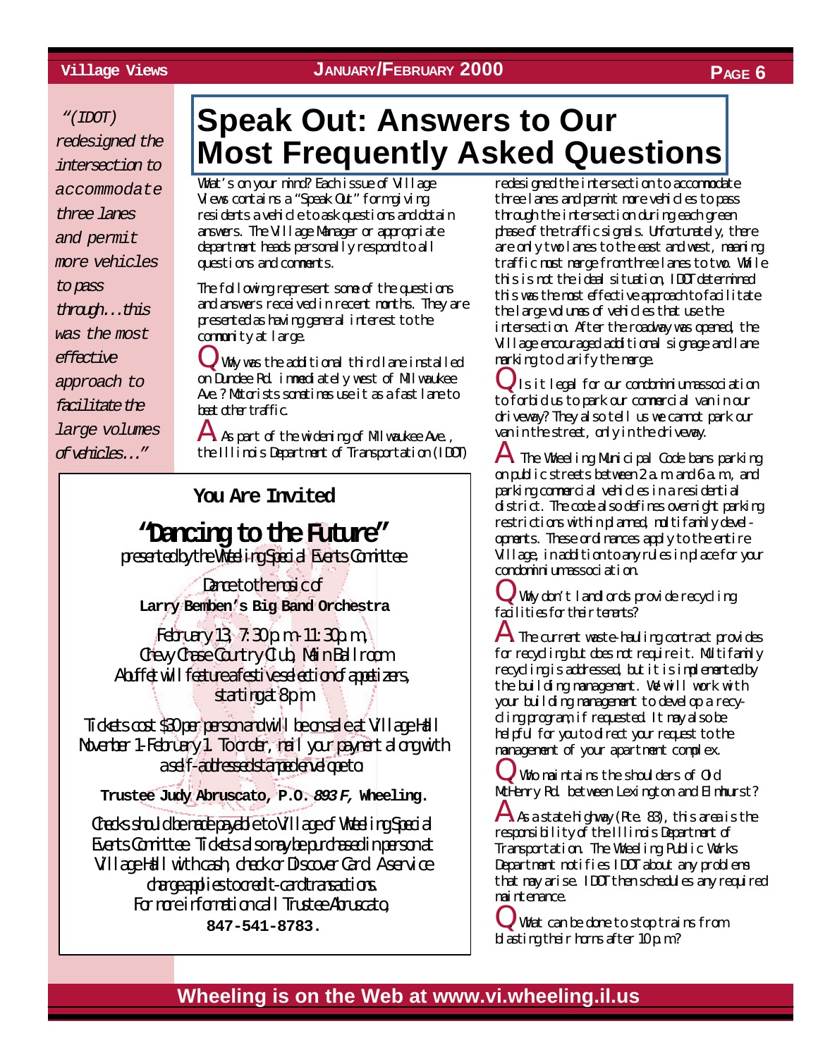"(IDOT) redesigned the intersection to accommodate three lanes and permit more vehicles to pass through...this was the most effective approach to facilitate the large volumes of vehicles..."

# Speak Out: Answers to Our Most Frequently Asked Questions

What's on your mind? Each issue of Village Views contains a "Speak Out" form giving residents a vehicle to ask questions and obtain answers. The Village Manager or appropriate department heads personally respond to all questions and comments.

The following represent some of the questions and answers received in recent months. They are presented as having general interest to the community at large.

**Q** Why was the additional third lane installed on Dundee Rd. immediately west of Milwaukee Ave.? Motorists sometimes use it as a fast lane to beat other traffic.

**A** As part of the widening of Milwaukee Ave., the Illinois Department of Transportation (IDOT) redesigned the intersection to accommodate three lanes and permit more vehicles to pass through the intersection during each green phase of the traffic signals. Unfortunately, there are only two lanes to the east and west, meaning traffic must merge from three lanes to two. While this is not the ideal situation, IDOT determined this was the most effective approach to facilitate the large volumes of vehicles that use the intersection. After the roadway was opened, the Village encouraged additional signage and lane marking to clarify the merge.

**Q** Is it legal for our condominium association to forbid us to park our commercial van in our driveway? They also tell us we cannot park our van in the street, only in the driveway.

**A** The Wheeling Municipal Code bans parking on public streets between 2 a.m. and 6 a.m., and parking commercial vehicles in a residential district. The code also defines overnight parking restrictions within planned, multifamily developments. These ordinances apply to the entire Village, in addition to any rules in place for your condominium association.

**Q** Why don't landlords provide recycling facilities for their tenants?

**A** The current waste-hauling contract provides for recycling but does not require it. Multifamily recycling is addressed, but it is implemented by the building management. We will work with your building management to develop a recycling program, if requested. It may also be helpful for you to direct your request to the management of your apartment complex.

**Q** Who maintains the shoulders of Old McHenry Rd. between Lexington and Elmhurst?

**A** As a state highway (Rte. 83), this area is the responsibility of the Illinois Department of Transportation. The Wheeling Public Works Department notifies IDOT about any problems that may arise. IDOT then schedules any required maintenance.

**Q** What can be done to stop trains from blasting their horns after 10 p.m.?

---

## You Are Invited

## "Dancing to the Future"

presented by the Wheeling Special Events Committee

Dance to the music of
**Larry Bemben's Big Band Orchestra**

February 13, 7:30 p.m.-11:30 p.m.,
Chevy Chase Country Club, Main Ballroom
A buffet will feature a festive selection of appetizers, starting at 8 p.m.

Tickets cost $30 per person and will be on sale at Village Hall November 1-February 1. To order, mail your payment along with a self-addressed stamped envelope to:

**Trustee Judy Abruscato, P.O. *893 F,* Wheeling.**

Checks should be made payable to Village of Wheeling Special Events Committee. Tickets also may be purchased in person at Village Hall with cash, check or Discover Card. A service charge applies to credit-card transactions.
For more information call Trustee Abruscato,
**847-541-8783.**

---

**Wheeling is on the Web at www.vi.wheeling.il.us**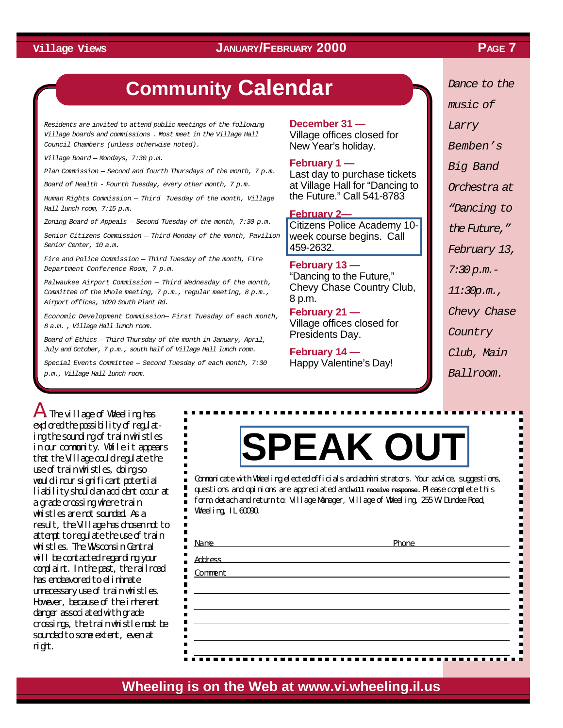## Community Calendar

*Residents are invited to attend public meetings of the following Village boards and commissions . Most meet in the Village Hall Council Chambers (unless otherwise noted).*

*Village Board – Mondays, 7:30 p.m.*

*Plan Commission – Second and fourth Thursdays of the month, 7 p.m.*

*Board of Health - Fourth Tuesday, every other month, 7 p.m.*

*Human Rights Commission – Third Tuesday of the month, Village Hall lunch room, 7:15 p.m.*

*Zoning Board of Appeals – Second Tuesday of the month, 7:30 p.m.*

*Senior Citizens Commission – Third Monday of the month, Pavilion Senior Center, 10 a.m.*

*Fire and Police Commission – Third Tuesday of the month, Fire Department Conference Room, 7 p.m.*

*Palwaukee Airport Commission – Third Wednesday of the month, Committee of the Whole meeting, 7 p.m., regular meeting, 8 p.m., Airport offices, 1020 South Plant Rd.*

*Economic Development Commission– First Tuesday of each month, 8 a.m. , Village Hall lunch room.*

*Board of Ethics – Third Thursday of the month in January, April, July and October, 7 p.m., south half of Village Hall lunch room.*

*Special Events Committee – Second Tuesday of each month, 7:30 p.m., Village Hall lunch room.*

**December 31 —**
Village offices closed for New Year's holiday.

**February 1 —**
Last day to purchase tickets at Village Hall for "Dancing to the Future." Call 541-8783

**February 2—**
Citizens Police Academy 10-week course begins. Call 459-2632.

**February 13 —**
"Dancing to the Future," Chevy Chase Country Club, 8 p.m.

**February 21 —**
Village offices closed for Presidents Day.

**February 14 —**
Happy Valentine's Day!

*Dance to the music of Larry Bemben's Big Band Orchestra at "Dancing to the Future," February 13, 7:30 p.m.-11:30p.m., Chevy Chase Country Club, Main Ballroom.*

A. The village of Wheeling has explored the possibility of regulating the sounding of train whistles in our community. While it appears that the Village could regulate the use of train whistles, doing so would incur significant potential liability should an accident occur at a grade crossing where train whistles are not sounded. As a result, the Village has chosen not to attempt to regulate the use of train whistles. The Wisconsin Central will be contacted regarding your complaint. In the past, the railroad has endeavored to eliminate unnecessary use of train whistles. However, because of the inherent danger associated with grade crossings, the train whistle must be sounded to some extent, even at night.

# SPEAK OUT

Communicate with Wheeling elected officials and administrators. Your advice, suggestions, questions and opinions are appreciated and **will receive response**. Please complete this form, detach and return to: Village Manager, Village of Wheeling, 255 W. Dundee Road, Wheeling, IL 60090.

Name ____________________ Phone ____________________

Address ____________________

Comment ____________________

____________________

____________________

____________________

____________________

Wheeling is on the Web at www.vi.wheeling.il.us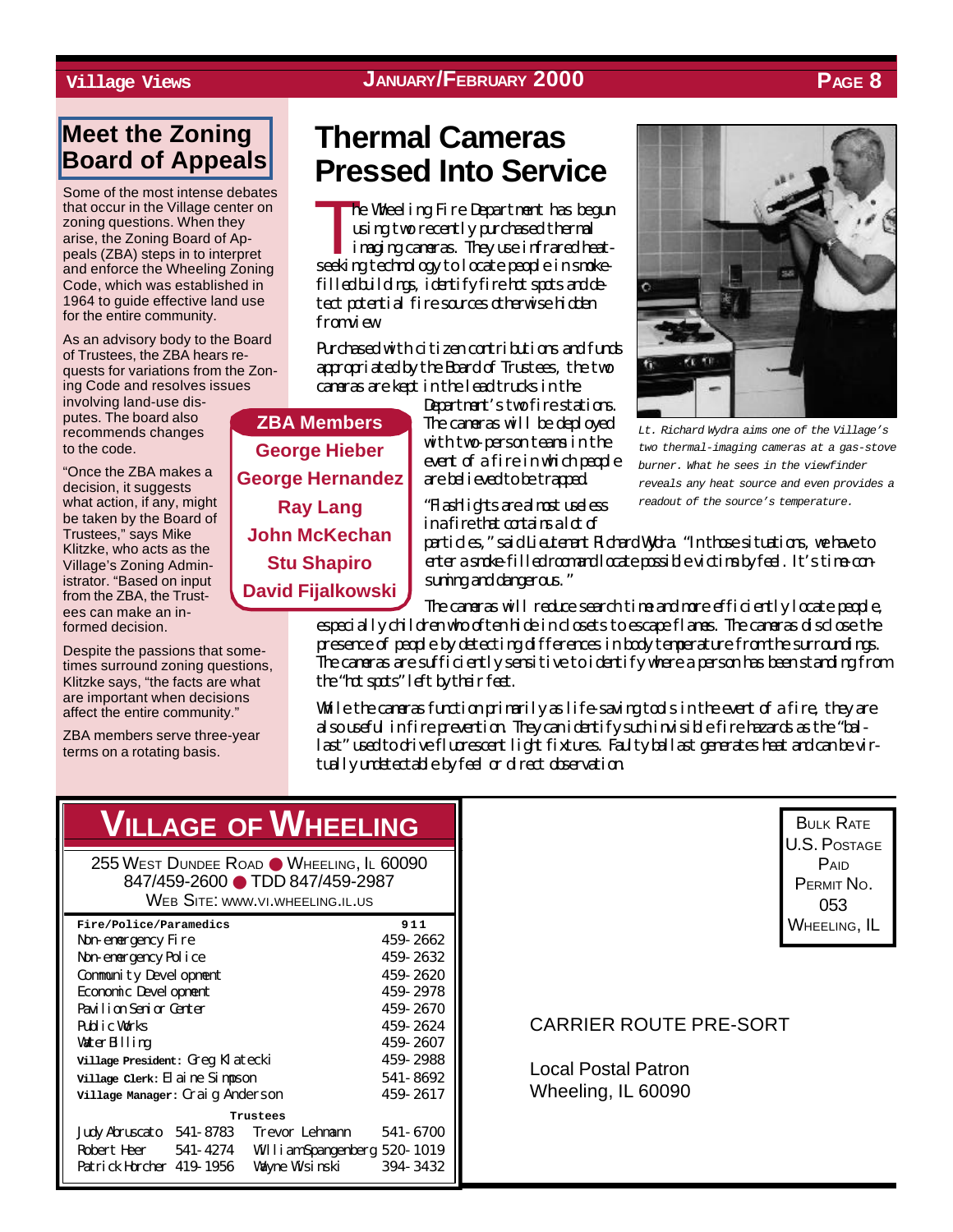## Meet the Zoning Board of Appeals

Some of the most intense debates that occur in the Village center on zoning questions. When they arise, the Zoning Board of Appeals (ZBA) steps in to interpret and enforce the Wheeling Zoning Code, which was established in 1964 to guide effective land use for the entire community.

As an advisory body to the Board of Trustees, the ZBA hears requests for variations from the Zoning Code and resolves issues involving land-use disputes. The board also recommends changes to the code.

"Once the ZBA makes a decision, it suggests what action, if any, might be taken by the Board of Trustees," says Mike Klitzke, who acts as the Village's Zoning Administrator. "Based on input from the ZBA, the Trustees can make an informed decision.

Despite the passions that sometimes surround zoning questions, Klitzke says, "the facts are what are important when decisions affect the entire community."

ZBA members serve three-year terms on a rotating basis.

**ZBA Members**

- George Hieber
- George Hernandez
- Ray Lang
- John McKechan
- Stu Shapiro
- David Fijalkowski

# Thermal Cameras Pressed Into Service

The Wheeling Fire Department has begun using two recently purchased thermal imaging cameras. They use infrared heat-seeking technology to locate people in smoke-filled buildings, identify fire hot spots and detect potential fire sources otherwise hidden from view.

Purchased with citizen contributions and funds appropriated by the Board of Trustees, the two cameras are kept in the lead trucks in the Department's two fire stations. The cameras will be deployed with two-person teams in the event of a fire in which people are believed to be trapped.

"Flashlights are almost useless in a fire that contains a lot of particles," said Lieutenant Richard Wydra. "In those situations, we have to enter a smoke-filled room and locate possible victims by feel. It's time-consuming and dangerous."

The cameras will reduce search time and more efficiently locate people, especially children who often hide in closets to escape flames. The cameras disclose the presence of people by detecting differences in body temperature from the surroundings. The cameras are sufficiently sensitive to identify where a person has been standing from the "hot spots" left by their feet.

While the cameras function primarily as life-saving tools in the event of a fire, they are also useful in fire prevention. They can identify such invisible fire hazards as the "ballast" used to drive fluorescent light fixtures. Faulty ballast generates heat and can be virtually undetectable by feel or direct observation.

*Lt. Richard Wydra aims one of the Village's two thermal-imaging cameras at a gas-stove burner. What he sees in the viewfinder reveals any heat source and even provides a readout of the source's temperature.*

## Village of Wheeling

255 West Dundee Road ● Wheeling, IL 60090
847/459-2600 ● TDD 847/459-2987
Web Site: www.vi.wheeling.il.us

| | |
|---|---|
| **Fire/Police/Paramedics** | **911** |
| Non-emergency Fire | 459-2662 |
| Non-emergency Police | 459-2632 |
| Community Development | 459-2620 |
| Economic Development | 459-2978 |
| Pavilion Senior Center | 459-2670 |
| Public Works | 459-2624 |
| Water Billing | 459-2607 |
| **Village President:** Greg Klatecki | 459-2988 |
| **Village Clerk:** Elaine Simpson | 541-8692 |
| **Village Manager:** Craig Anderson | 459-2617 |

**Trustees**

| | | | |
|---|---|---|---|
| Judy Abruscato | 541-8783 | Trevor Lehmann | 541-6700 |
| Robert Heer | 541-4274 | William Spangenberg | 520-1019 |
| Patrick Horcher | 419-1956 | Wayne Wisinski | 394-3432 |

Bulk Rate
U.S. Postage
Paid
Permit No. 053
Wheeling, IL

CARRIER ROUTE PRE-SORT

Local Postal Patron
Wheeling, IL 60090